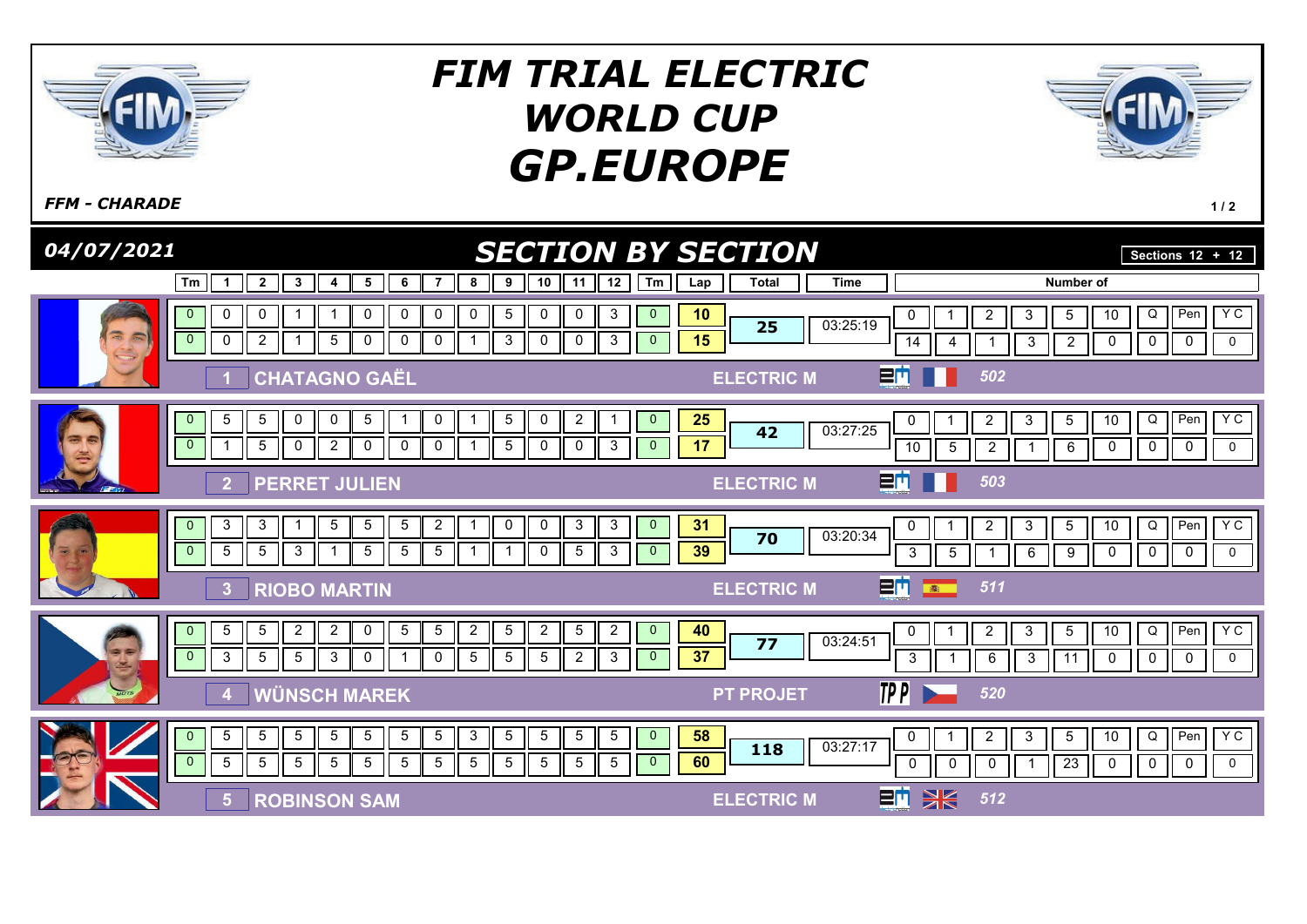# FIM TRIAL ELECTRIC WORLD CUP
# GP.EUROPE

*FFM - CHARADE*

**04/07/2021**

## SECTION BY SECTION

Sections 12 + 12

| Pos | Rider | Team | Nat | No. | Lap | Tm | 1 | 2 | 3 | 4 | 5 | 6 | 7 | 8 | 9 | 10 | 11 | 12 | Tm | Lap | Total | Time | 0 | 1 | 2 | 3 | 5 | 10 | Q | Pen | Y C |
|---|---|---|---|---|---|---|---|---|---|---|---|---|---|---|---|---|---|---|---|---|---|---|---|---|---|---|---|---|---|---|---|
| 1 | CHATAGNO GAËL | ELECTRIC M | FRA | 502 | 1 | 0 | 0 | 0 | 1 | 1 | 0 | 0 | 0 | 0 | 5 | 0 | 0 | 3 | 0 | 10 | 25 | 03:25:19 | 14 | 4 | 1 | 3 | 2 | 0 | 0 | 0 | 0 |
| | | | | | 2 | 0 | 0 | 2 | 1 | 5 | 0 | 0 | 0 | 1 | 3 | 0 | 0 | 3 | 0 | 15 | | | | | | | | | | | |
| 2 | PERRET JULIEN | ELECTRIC M | FRA | 503 | 1 | 0 | 5 | 5 | 0 | 0 | 5 | 1 | 0 | 1 | 5 | 0 | 2 | 1 | 0 | 25 | 42 | 03:27:25 | 10 | 5 | 2 | 1 | 6 | 0 | 0 | 0 | 0 |
| | | | | | 2 | 0 | 1 | 5 | 0 | 2 | 0 | 0 | 0 | 1 | 5 | 0 | 0 | 3 | 0 | 17 | | | | | | | | | | | |
| 3 | RIOBO MARTIN | ELECTRIC M | ESP | 511 | 1 | 0 | 3 | 3 | 1 | 5 | 5 | 5 | 2 | 1 | 0 | 0 | 3 | 3 | 0 | 31 | 70 | 03:20:34 | 3 | 5 | 1 | 6 | 9 | 0 | 0 | 0 | 0 |
| | | | | | 2 | 0 | 5 | 5 | 3 | 1 | 5 | 5 | 5 | 1 | 1 | 0 | 5 | 3 | 0 | 39 | | | | | | | | | | | |
| 4 | WÜNSCH MAREK | PT PROJET | CZE | 520 | 1 | 0 | 5 | 5 | 2 | 2 | 0 | 5 | 5 | 2 | 5 | 2 | 5 | 2 | 0 | 40 | 77 | 03:24:51 | 3 | 1 | 6 | 3 | 11 | 0 | 0 | 0 | 0 |
| | | | | | 2 | 0 | 3 | 5 | 5 | 3 | 0 | 1 | 0 | 5 | 5 | 5 | 2 | 3 | 0 | 37 | | | | | | | | | | | |
| 5 | ROBINSON SAM | ELECTRIC M | GBR | 512 | 1 | 0 | 5 | 5 | 5 | 5 | 5 | 5 | 5 | 3 | 5 | 5 | 5 | 5 | 0 | 58 | 118 | 03:27:17 | 0 | 0 | 0 | 1 | 23 | 0 | 0 | 0 | 0 |
| | | | | | 2 | 0 | 5 | 5 | 5 | 5 | 5 | 5 | 5 | 5 | 5 | 5 | 5 | 5 | 0 | 60 | | | | | | | | | | | |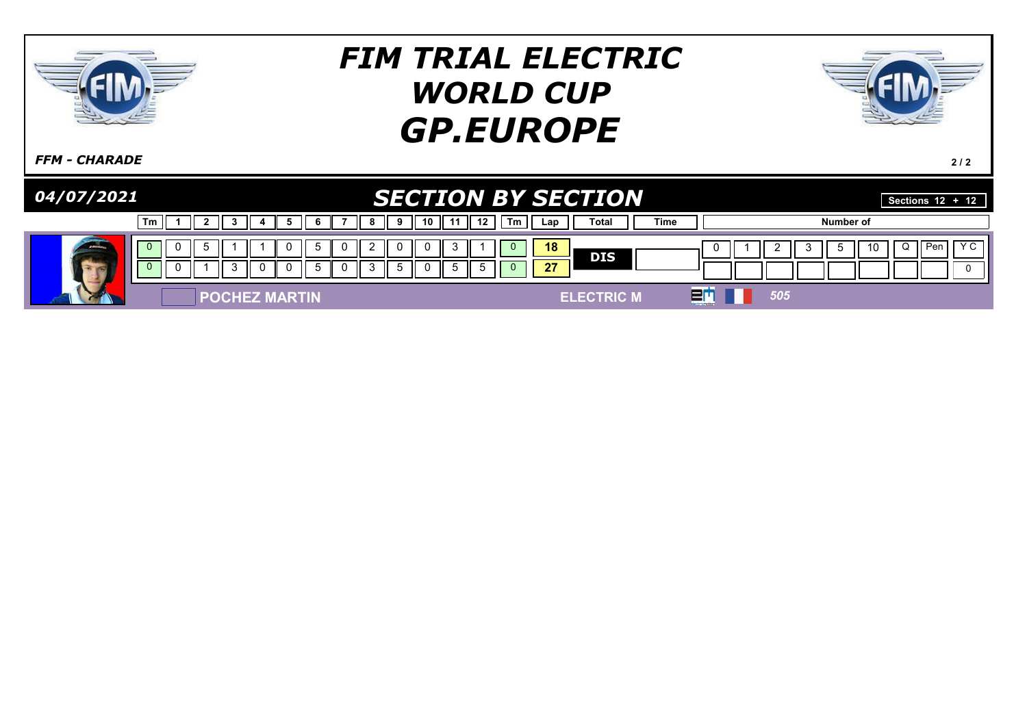# *FIM TRIAL ELECTRIC WORLD CUP GP.EUROPE*

*FFM - CHARADE*

## *04/07/2021* — *SECTION BY SECTION*

**Sections 12 + 12**

| Tm | 1 | 2 | 3 | 4 | 5 | 6 | 7 | 8 | 9 | 10 | 11 | 12 | Tm | Lap | Total | Time |
|---|---|---|---|---|---|---|---|---|---|---|---|---|---|---|---|---|
| 0 | 0 | 5 | 1 | 1 | 0 | 5 | 0 | 2 | 0 | 0 | 3 | 1 | 0 | 18 | DIS | |
| 0 | 0 | 1 | 3 | 0 | 0 | 5 | 0 | 3 | 5 | 0 | 5 | 5 | 0 | 27 | | |

**Number of**

| 0 | 1 | 2 | 3 | 5 | 10 | Q | Pen | Y C |
|---|---|---|---|---|---|---|---|---|
| | | | | | | | | 0 |

**POCHEZ MARTIN** — **ELECTRIC M** — *505*